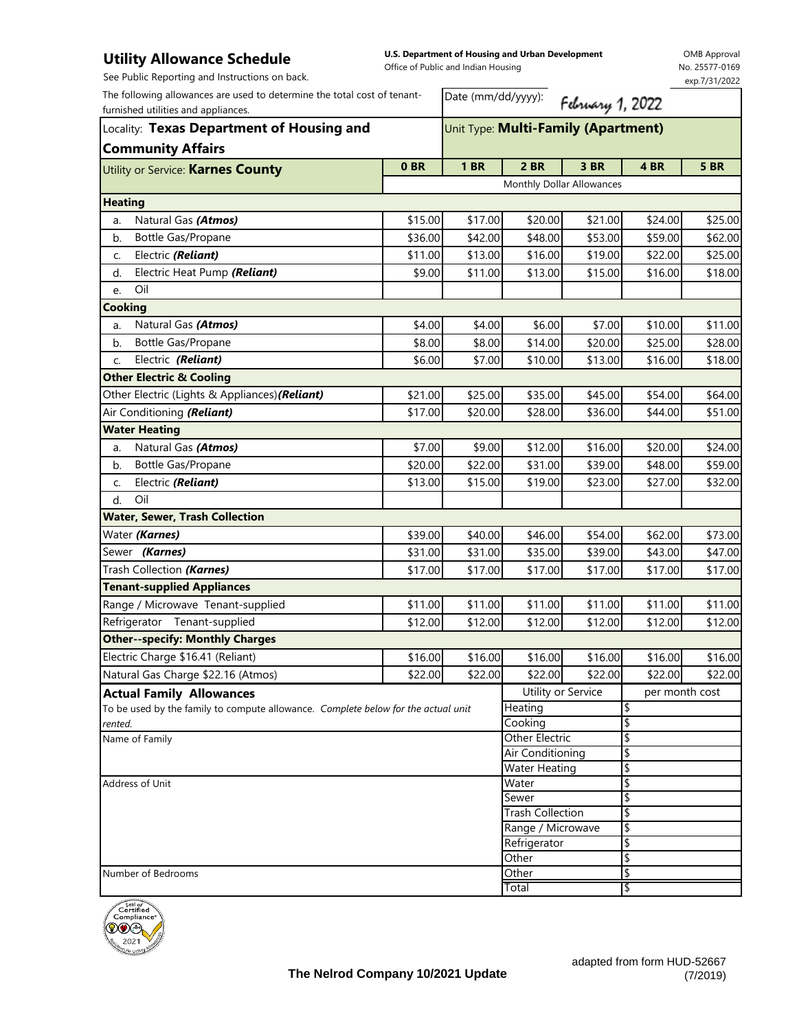# Utility Allowance Schedule

See Public Reporting and Instructions on back.

**U.S. Department of Housing and Urban Development**
Office of Public and Indian Housing

OMB Approval No. 25577-0169 exp.7/31/2022

The following allowances are used to determine the total cost of tenant-furnished utilities and appliances.

Date (mm/dd/yyyy): February 1, 2022

Locality: **Texas Department of Housing and Community Affairs**

Unit Type: **Multi-Family (Apartment)**

| Utility or Service: **Karnes County** | 0 BR | 1 BR | 2 BR | 3 BR | 4 BR | 5 BR |
|---|---|---|---|---|---|---|
| | Monthly Dollar Allowances | | | | | |
| **Heating** | | | | | | |
| a. Natural Gas ***(Atmos)*** | $15.00 | $17.00 | $20.00 | $21.00 | $24.00 | $25.00 |
| b. Bottle Gas/Propane | $36.00 | $42.00 | $48.00 | $53.00 | $59.00 | $62.00 |
| c. Electric ***(Reliant)*** | $11.00 | $13.00 | $16.00 | $19.00 | $22.00 | $25.00 |
| d. Electric Heat Pump ***(Reliant)*** | $9.00 | $11.00 | $13.00 | $15.00 | $16.00 | $18.00 |
| e. Oil | | | | | | |
| **Cooking** | | | | | | |
| a. Natural Gas ***(Atmos)*** | $4.00 | $4.00 | $6.00 | $7.00 | $10.00 | $11.00 |
| b. Bottle Gas/Propane | $8.00 | $8.00 | $14.00 | $20.00 | $25.00 | $28.00 |
| c. Electric ***(Reliant)*** | $6.00 | $7.00 | $10.00 | $13.00 | $16.00 | $18.00 |
| **Other Electric & Cooling** | | | | | | |
| Other Electric (Lights & Appliances) ***(Reliant)*** | $21.00 | $25.00 | $35.00 | $45.00 | $54.00 | $64.00 |
| Air Conditioning ***(Reliant)*** | $17.00 | $20.00 | $28.00 | $36.00 | $44.00 | $51.00 |
| **Water Heating** | | | | | | |
| a. Natural Gas ***(Atmos)*** | $7.00 | $9.00 | $12.00 | $16.00 | $20.00 | $24.00 |
| b. Bottle Gas/Propane | $20.00 | $22.00 | $31.00 | $39.00 | $48.00 | $59.00 |
| c. Electric ***(Reliant)*** | $13.00 | $15.00 | $19.00 | $23.00 | $27.00 | $32.00 |
| d. Oil | | | | | | |
| **Water, Sewer, Trash Collection** | | | | | | |
| Water ***(Karnes)*** | $39.00 | $40.00 | $46.00 | $54.00 | $62.00 | $73.00 |
| Sewer ***(Karnes)*** | $31.00 | $31.00 | $35.00 | $39.00 | $43.00 | $47.00 |
| Trash Collection ***(Karnes)*** | $17.00 | $17.00 | $17.00 | $17.00 | $17.00 | $17.00 |
| **Tenant-supplied Appliances** | | | | | | |
| Range / Microwave Tenant-supplied | $11.00 | $11.00 | $11.00 | $11.00 | $11.00 | $11.00 |
| Refrigerator Tenant-supplied | $12.00 | $12.00 | $12.00 | $12.00 | $12.00 | $12.00 |
| **Other--specify: Monthly Charges** | | | | | | |
| Electric Charge $16.41 (Reliant) | $16.00 | $16.00 | $16.00 | $16.00 | $16.00 | $16.00 |
| Natural Gas Charge $22.16 (Atmos) | $22.00 | $22.00 | $22.00 | $22.00 | $22.00 | $22.00 |

**Actual Family Allowances**

To be used by the family to compute allowance. *Complete below for the actual unit rented.*

Name of Family

Address of Unit

Number of Bedrooms

| Utility or Service | per month cost |
|---|---|
| Heating | $ |
| Cooking | $ |
| Other Electric | $ |
| Air Conditioning | $ |
| Water Heating | $ |
| Water | $ |
| Sewer | $ |
| Trash Collection | $ |
| Range / Microwave | $ |
| Refrigerator | $ |
| Other | $ |
| Other | $ |
| Total | $ |

Seal of Certified Compliance 2021

**The Nelrod Company 10/2021 Update**

adapted from form HUD-52667 (7/2019)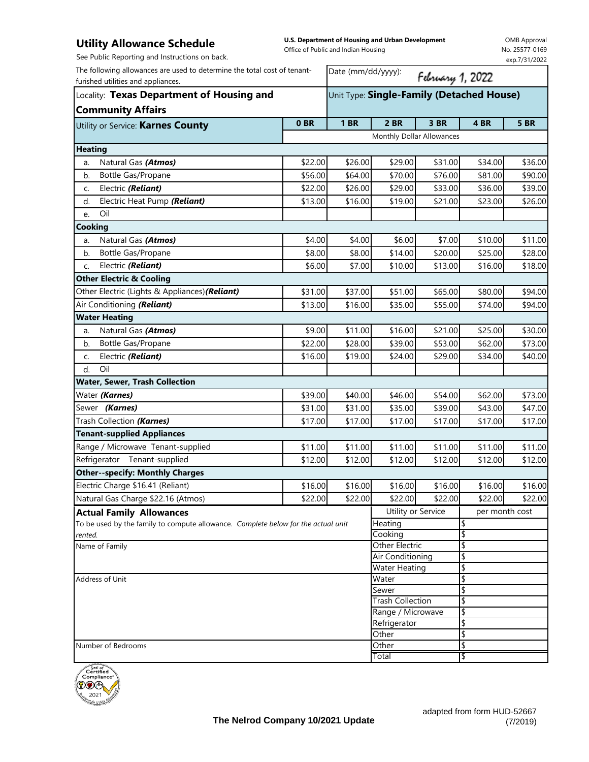# Utility Allowance Schedule

See Public Reporting and Instructions on back.

**U.S. Department of Housing and Urban Development**
Office of Public and Indian Housing

OMB Approval No. 25577-0169 exp.7/31/2022

The following allowances are used to determine the total cost of tenant-furnished utilities and appliances.

Date (mm/dd/yyyy): February 1, 2022

Locality: **Texas Department of Housing and Community Affairs**

Unit Type: **Single-Family (Detached House)**

| Utility or Service: **Karnes County** | 0 BR | 1 BR | 2 BR | 3 BR | 4 BR | 5 BR |
|---|---|---|---|---|---|---|
| | Monthly Dollar Allowances | | | | | |
| **Heating** | | | | | | |
| a. Natural Gas ***(Atmos)*** | $22.00 | $26.00 | $29.00 | $31.00 | $34.00 | $36.00 |
| b. Bottle Gas/Propane | $56.00 | $64.00 | $70.00 | $76.00 | $81.00 | $90.00 |
| c. Electric ***(Reliant)*** | $22.00 | $26.00 | $29.00 | $33.00 | $36.00 | $39.00 |
| d. Electric Heat Pump ***(Reliant)*** | $13.00 | $16.00 | $19.00 | $21.00 | $23.00 | $26.00 |
| e. Oil | | | | | | |
| **Cooking** | | | | | | |
| a. Natural Gas ***(Atmos)*** | $4.00 | $4.00 | $6.00 | $7.00 | $10.00 | $11.00 |
| b. Bottle Gas/Propane | $8.00 | $8.00 | $14.00 | $20.00 | $25.00 | $28.00 |
| c. Electric ***(Reliant)*** | $6.00 | $7.00 | $10.00 | $13.00 | $16.00 | $18.00 |
| **Other Electric & Cooling** | | | | | | |
| Other Electric (Lights & Appliances) ***(Reliant)*** | $31.00 | $37.00 | $51.00 | $65.00 | $80.00 | $94.00 |
| Air Conditioning ***(Reliant)*** | $13.00 | $16.00 | $35.00 | $55.00 | $74.00 | $94.00 |
| **Water Heating** | | | | | | |
| a. Natural Gas ***(Atmos)*** | $9.00 | $11.00 | $16.00 | $21.00 | $25.00 | $30.00 |
| b. Bottle Gas/Propane | $22.00 | $28.00 | $39.00 | $53.00 | $62.00 | $73.00 |
| c. Electric ***(Reliant)*** | $16.00 | $19.00 | $24.00 | $29.00 | $34.00 | $40.00 |
| d. Oil | | | | | | |
| **Water, Sewer, Trash Collection** | | | | | | |
| Water ***(Karnes)*** | $39.00 | $40.00 | $46.00 | $54.00 | $62.00 | $73.00 |
| Sewer ***(Karnes)*** | $31.00 | $31.00 | $35.00 | $39.00 | $43.00 | $47.00 |
| Trash Collection ***(Karnes)*** | $17.00 | $17.00 | $17.00 | $17.00 | $17.00 | $17.00 |
| **Tenant-supplied Appliances** | | | | | | |
| Range / Microwave Tenant-supplied | $11.00 | $11.00 | $11.00 | $11.00 | $11.00 | $11.00 |
| Refrigerator Tenant-supplied | $12.00 | $12.00 | $12.00 | $12.00 | $12.00 | $12.00 |
| **Other--specify: Monthly Charges** | | | | | | |
| Electric Charge $16.41 (Reliant) | $16.00 | $16.00 | $16.00 | $16.00 | $16.00 | $16.00 |
| Natural Gas Charge $22.16 (Atmos) | $22.00 | $22.00 | $22.00 | $22.00 | $22.00 | $22.00 |

**Actual Family Allowances**

To be used by the family to compute allowance. *Complete below for the actual unit rented.*

Name of Family

Address of Unit

Number of Bedrooms

| Utility or Service | per month cost |
|---|---|
| Heating | $ |
| Cooking | $ |
| Other Electric | $ |
| Air Conditioning | $ |
| Water Heating | $ |
| Water | $ |
| Sewer | $ |
| Trash Collection | $ |
| Range / Microwave | $ |
| Refrigerator | $ |
| Other | $ |
| Other | $ |
| Total | $ |

Seal of Certified Compliance 2021

**The Nelrod Company 10/2021 Update**

adapted from form HUD-52667 (7/2019)